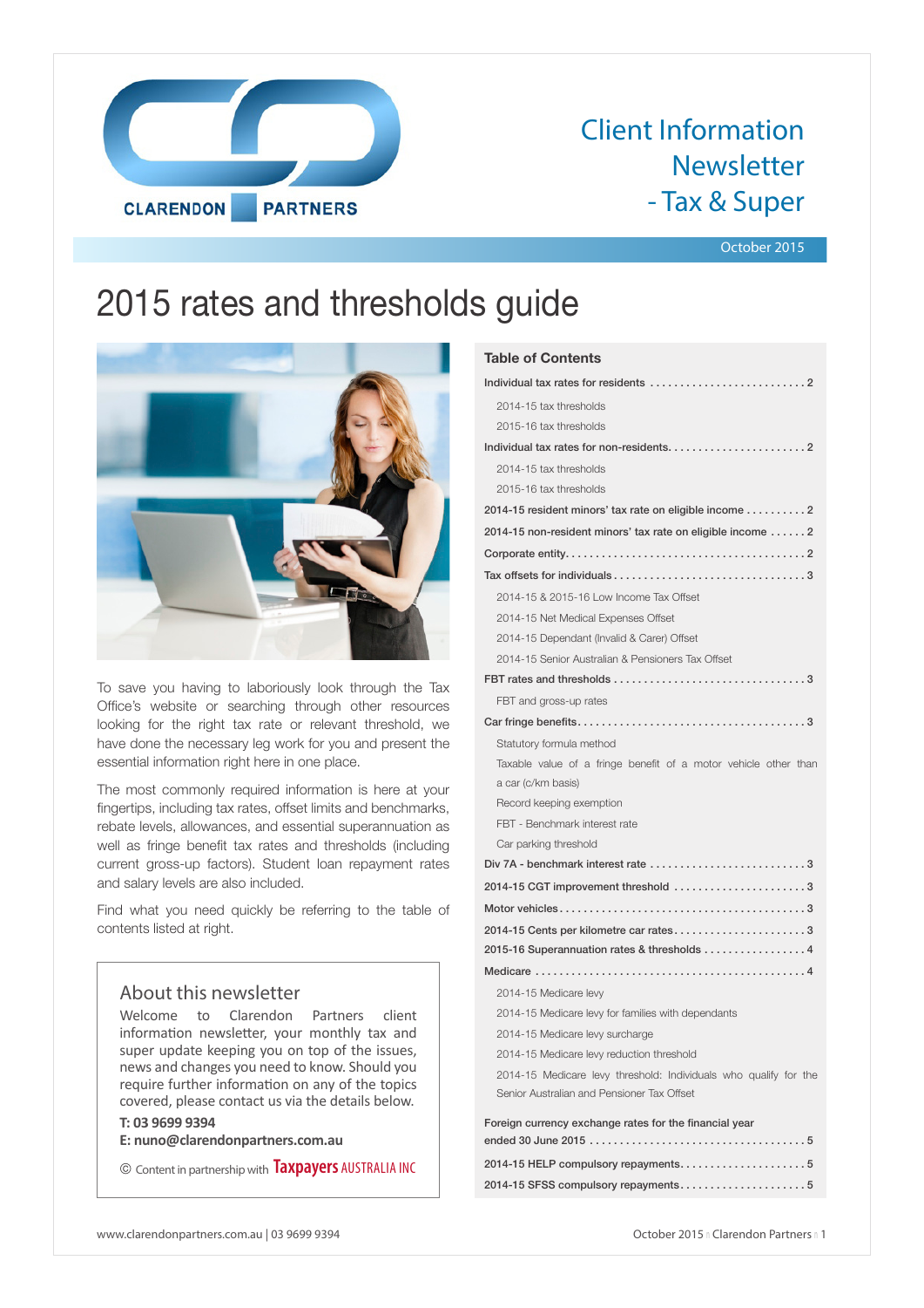CLARENDON PARTNERS

# Client Information Newsletter - Tax & Super

October 2015

# 2015 rates and thresholds guide

To save you having to laboriously look through the Tax Office's website or searching through other resources looking for the right tax rate or relevant threshold, we have done the necessary leg work for you and present the essential information right here in one place.

The most commonly required information is here at your fingertips, including tax rates, offset limits and benchmarks, rebate levels, allowances, and essential superannuation as well as fringe benefit tax rates and thresholds (including current gross-up factors). Student loan repayment rates and salary levels are also included.

Find what you need quickly be referring to the table of contents listed at right.

## About this newsletter

Welcome to Clarendon Partners client information newsletter, your monthly tax and super update keeping you on top of the issues, news and changes you need to know. Should you require further information on any of the topics covered, please contact us via the details below.

**T: 03 9699 9394**
**E: nuno@clarendonpartners.com.au**

© Content in partnership with Taxpayers AUSTRALIA INC

## Table of Contents

- Individual tax rates for residents ..... 2
  - 2014-15 tax thresholds
  - 2015-16 tax thresholds
- Individual tax rates for non-residents ..... 2
  - 2014-15 tax thresholds
  - 2015-16 tax thresholds
- 2014-15 resident minors' tax rate on eligible income ..... 2
- 2014-15 non-resident minors' tax rate on eligible income ..... 2
- Corporate entity ..... 2
- Tax offsets for individuals ..... 3
  - 2014-15 & 2015-16 Low Income Tax Offset
  - 2014-15 Net Medical Expenses Offset
  - 2014-15 Dependant (Invalid & Carer) Offset
  - 2014-15 Senior Australian & Pensioners Tax Offset
- FBT rates and thresholds ..... 3
  - FBT and gross-up rates
- Car fringe benefits ..... 3
  - Statutory formula method
  - Taxable value of a fringe benefit of a motor vehicle other than a car (c/km basis)
  - Record keeping exemption
  - FBT - Benchmark interest rate
  - Car parking threshold
- Div 7A - benchmark interest rate ..... 3
- 2014-15 CGT improvement threshold ..... 3
- Motor vehicles ..... 3
- 2014-15 Cents per kilometre car rates ..... 3
- 2015-16 Superannuation rates & thresholds ..... 4
- Medicare ..... 4
  - 2014-15 Medicare levy
  - 2014-15 Medicare levy for families with dependants
  - 2014-15 Medicare levy surcharge
  - 2014-15 Medicare levy reduction threshold
  - 2014-15 Medicare levy threshold: Individuals who qualify for the Senior Australian and Pensioner Tax Offset
- Foreign currency exchange rates for the financial year ended 30 June 2015 ..... 5
- 2014-15 HELP compulsory repayments ..... 5
- 2014-15 SFSS compulsory repayments ..... 5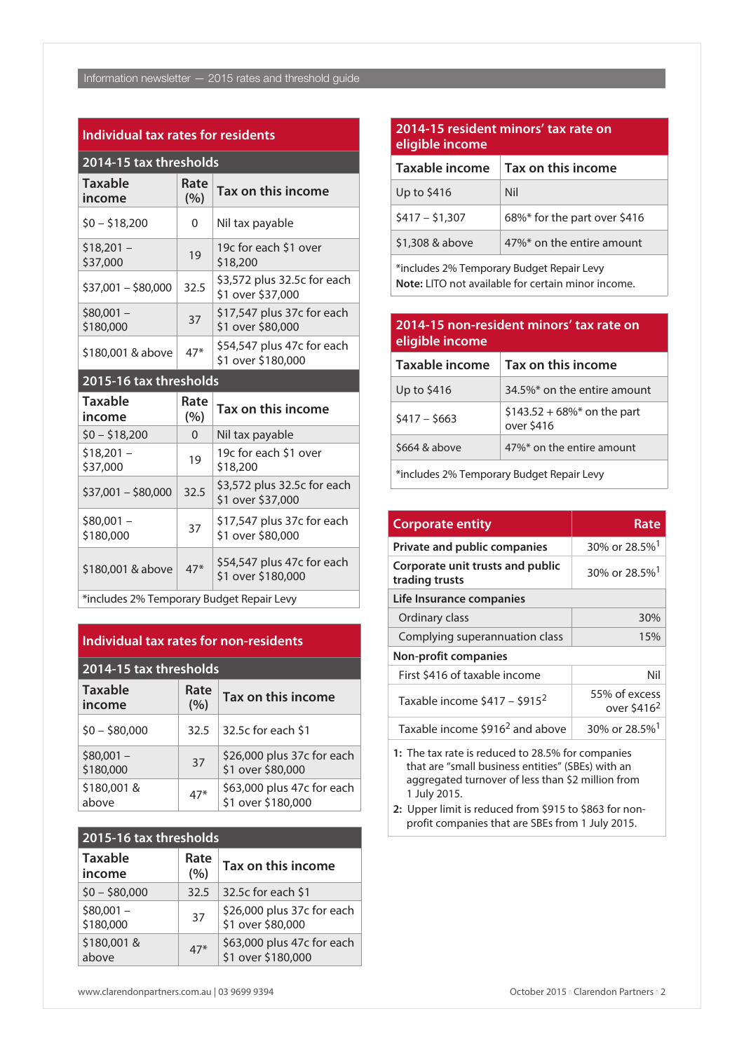## Individual tax rates for residents

### 2014-15 tax thresholds

| Taxable income | Rate (%) | Tax on this income |
|---|---|---|
| $0 – $18,200 | 0 | Nil tax payable |
| $18,201 – $37,000 | 19 | 19c for each $1 over $18,200 |
| $37,001 – $80,000 | 32.5 | $3,572 plus 32.5c for each $1 over $37,000 |
| $80,001 – $180,000 | 37 | $17,547 plus 37c for each $1 over $80,000 |
| $180,001 & above | 47* | $54,547 plus 47c for each $1 over $180,000 |

### 2015-16 tax thresholds

| Taxable income | Rate (%) | Tax on this income |
|---|---|---|
| $0 – $18,200 | 0 | Nil tax payable |
| $18,201 – $37,000 | 19 | 19c for each $1 over $18,200 |
| $37,001 – $80,000 | 32.5 | $3,572 plus 32.5c for each $1 over $37,000 |
| $80,001 – $180,000 | 37 | $17,547 plus 37c for each $1 over $80,000 |
| $180,001 & above | 47* | $54,547 plus 47c for each $1 over $180,000 |

*includes 2% Temporary Budget Repair Levy

## Individual tax rates for non-residents

### 2014-15 tax thresholds

| Taxable income | Rate (%) | Tax on this income |
|---|---|---|
| $0 – $80,000 | 32.5 | 32.5c for each $1 |
| $80,001 – $180,000 | 37 | $26,000 plus 37c for each $1 over $80,000 |
| $180,001 & above | 47* | $63,000 plus 47c for each $1 over $180,000 |

### 2015-16 tax thresholds

| Taxable income | Rate (%) | Tax on this income |
|---|---|---|
| $0 – $80,000 | 32.5 | 32.5c for each $1 |
| $80,001 – $180,000 | 37 | $26,000 plus 37c for each $1 over $80,000 |
| $180,001 & above | 47* | $63,000 plus 47c for each $1 over $180,000 |

## 2014-15 resident minors' tax rate on eligible income

| Taxable income | Tax on this income |
|---|---|
| Up to $416 | Nil |
| $417 – $1,307 | 68%* for the part over $416 |
| $1,308 & above | 47%* on the entire amount |

*includes 2% Temporary Budget Repair Levy
**Note:** LITO not available for certain minor income.

## 2014-15 non-resident minors' tax rate on eligible income

| Taxable income | Tax on this income |
|---|---|
| Up to $416 | 34.5%* on the entire amount |
| $417 – $663 | $143.52 + 68%* on the part over $416 |
| $664 & above | 47%* on the entire amount |

*includes 2% Temporary Budget Repair Levy

| Corporate entity | Rate |
|---|---|
| **Private and public companies** | 30% or 28.5%[1] |
| **Corporate unit trusts and public trading trusts** | 30% or 28.5%[1] |
| **Life Insurance companies** | |
| Ordinary class | 30% |
| Complying superannuation class | 15% |
| **Non-profit companies** | |
| First $416 of taxable income | Nil |
| Taxable income $417 – $915[2] | 55% of excess over $416[2] |
| Taxable income $916[2] and above | 30% or 28.5%[1] |

1: The tax rate is reduced to 28.5% for companies that are "small business entities" (SBEs) with an aggregated turnover of less than $2 million from 1 July 2015.

2: Upper limit is reduced from $915 to $863 for non-profit companies that are SBEs from 1 July 2015.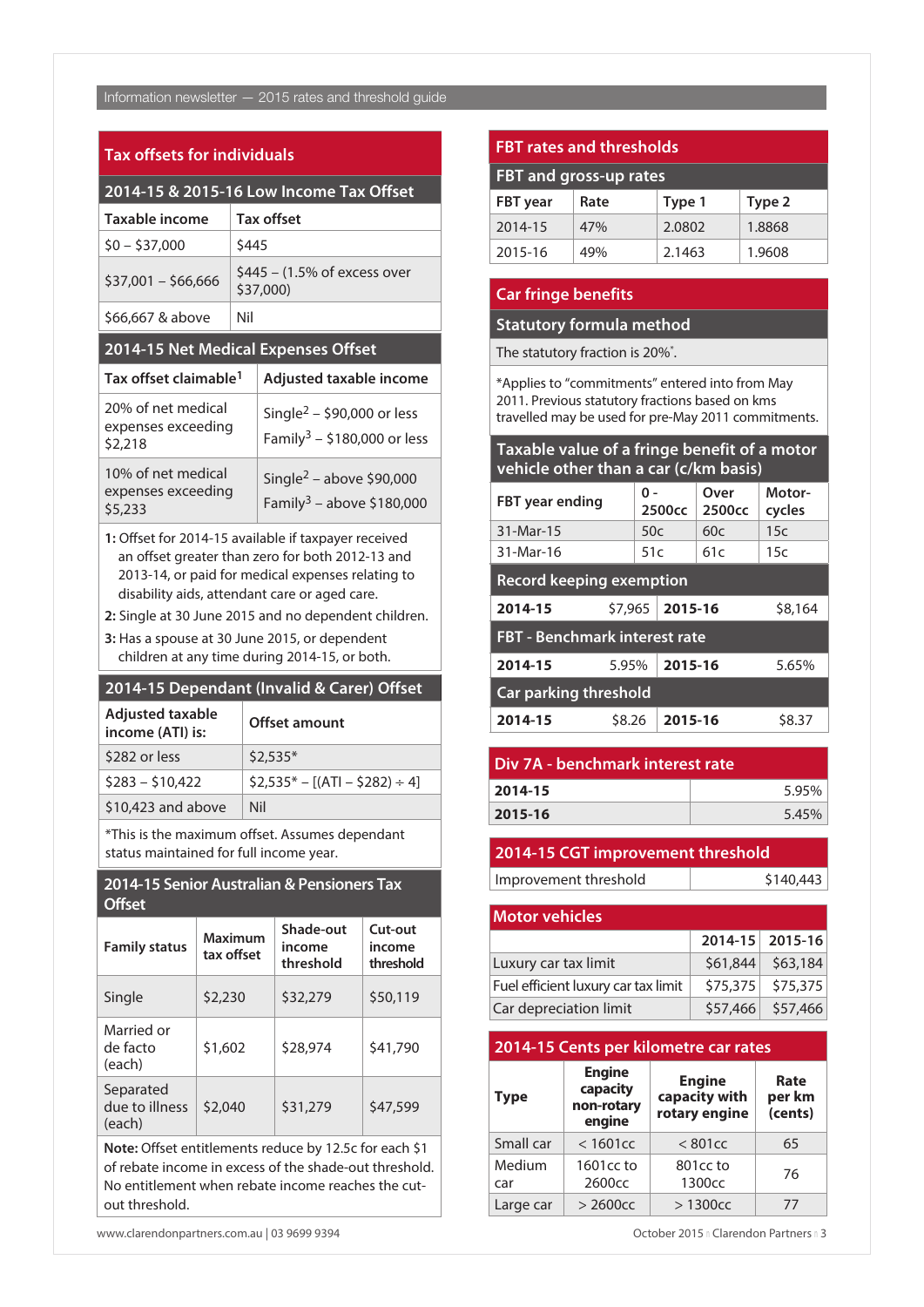## Tax offsets for individuals

### 2014-15 & 2015-16 Low Income Tax Offset

| Taxable income | Tax offset |
|---|---|
| $0 – $37,000 | $445 |
| $37,001 – $66,666 | $445 – (1.5% of excess over $37,000) |
| $66,667 & above | Nil |

### 2014-15 Net Medical Expenses Offset

| Tax offset claimable[1] | Adjusted taxable income |
|---|---|
| 20% of net medical expenses exceeding $2,218 | Single[2] – $90,000 or less<br>Family[3] – $180,000 or less |
| 10% of net medical expenses exceeding $5,233 | Single[2] – above $90,000<br>Family[3] – above $180,000 |

1: Offset for 2014-15 available if taxpayer received an offset greater than zero for both 2012-13 and 2013-14, or paid for medical expenses relating to disability aids, attendant care or aged care.

2: Single at 30 June 2015 and no dependent children.

3: Has a spouse at 30 June 2015, or dependent children at any time during 2014-15, or both.

### 2014-15 Dependant (Invalid & Carer) Offset

| Adjusted taxable income (ATI) is: | Offset amount |
|---|---|
| $282 or less | $2,535* |
| $283 – $10,422 | $2,535* – [(ATI – $282) ÷ 4] |
| $10,423 and above | Nil |

*This is the maximum offset. Assumes dependant status maintained for full income year.

### 2014-15 Senior Australian & Pensioners Tax Offset

| Family status | Maximum tax offset | Shade-out income threshold | Cut-out income threshold |
|---|---|---|---|
| Single | $2,230 | $32,279 | $50,119 |
| Married or de facto (each) | $1,602 | $28,974 | $41,790 |
| Separated due to illness (each) | $2,040 | $31,279 | $47,599 |

**Note:** Offset entitlements reduce by 12.5c for each $1 of rebate income in excess of the shade-out threshold. No entitlement when rebate income reaches the cut-out threshold.

## FBT rates and thresholds

### FBT and gross-up rates

| FBT year | Rate | Type 1 | Type 2 |
|---|---|---|---|
| 2014-15 | 47% | 2.0802 | 1.8868 |
| 2015-16 | 49% | 2.1463 | 1.9608 |

## Car fringe benefits

### Statutory formula method

The statutory fraction is 20%*.

*Applies to "commitments" entered into from May 2011. Previous statutory fractions based on kms travelled may be used for pre-May 2011 commitments.

### Taxable value of a fringe benefit of a motor vehicle other than a car (c/km basis)

| FBT year ending | 0 - 2500cc | Over 2500cc | Motor-cycles |
|---|---|---|---|
| 31-Mar-15 | 50c | 60c | 15c |
| 31-Mar-16 | 51c | 61c | 15c |

### Record keeping exemption

| 2014-15 | $7,965 | 2015-16 | $8,164 |
|---|---|---|---|

### FBT - Benchmark interest rate

| 2014-15 | 5.95% | 2015-16 | 5.65% |
|---|---|---|---|

### Car parking threshold

| 2014-15 | $8.26 | 2015-16 | $8.37 |
|---|---|---|---|

## Div 7A - benchmark interest rate

| | |
|---|---|
| **2014-15** | 5.95% |
| **2015-16** | 5.45% |

## 2014-15 CGT improvement threshold

| | |
|---|---|
| Improvement threshold | $140,443 |

## Motor vehicles

| | 2014-15 | 2015-16 |
|---|---|---|
| Luxury car tax limit | $61,844 | $63,184 |
| Fuel efficient luxury car tax limit | $75,375 | $75,375 |
| Car depreciation limit | $57,466 | $57,466 |

## 2014-15 Cents per kilometre car rates

| Type | Engine capacity non-rotary engine | Engine capacity with rotary engine | Rate per km (cents) |
|---|---|---|---|
| Small car | < 1601cc | < 801cc | 65 |
| Medium car | 1601cc to 2600cc | 801cc to 1300cc | 76 |
| Large car | > 2600cc | > 1300cc | 77 |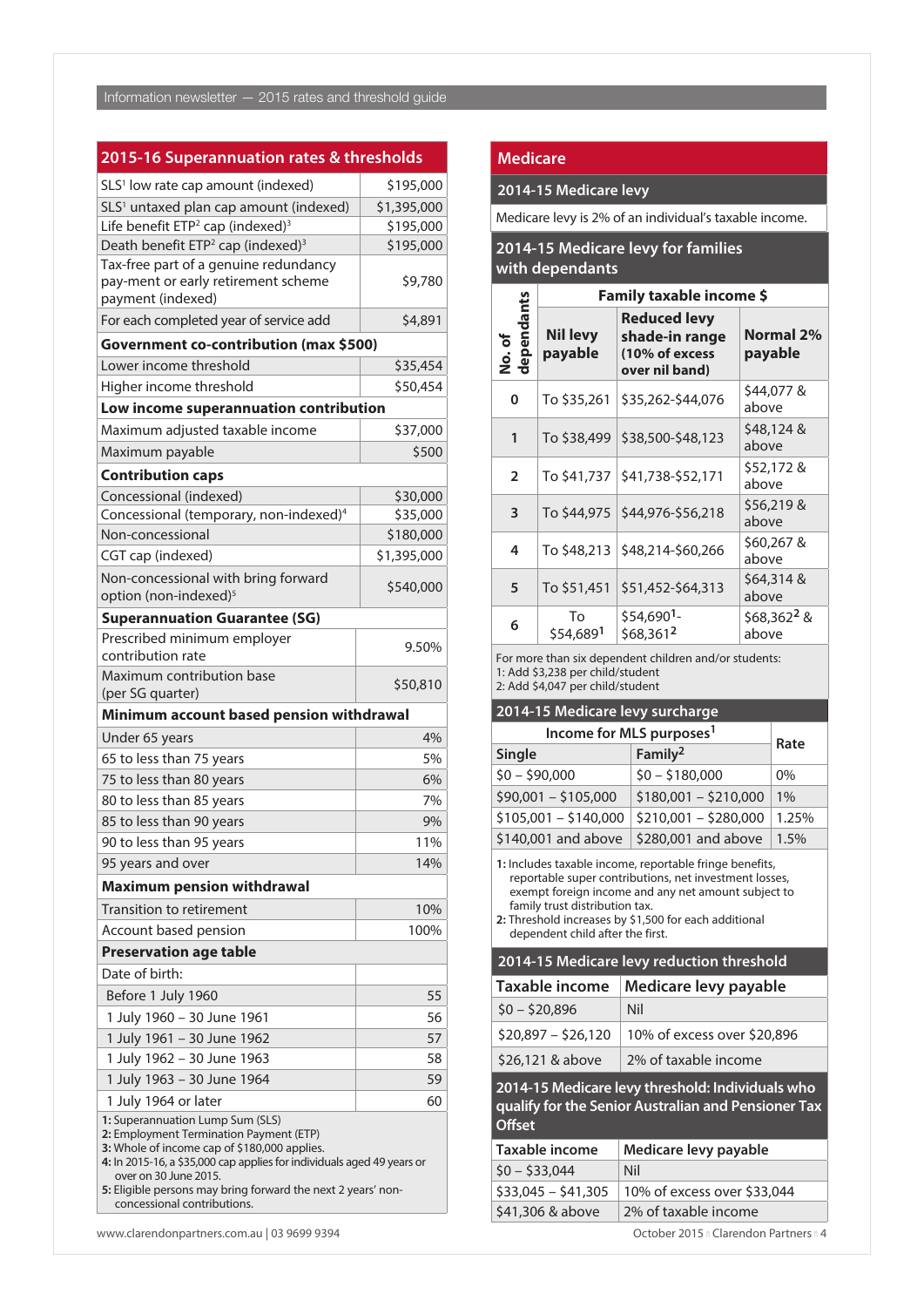## 2015-16 Superannuation rates & thresholds

| Item | Amount |
|---|---|
| SLS[1] low rate cap amount (indexed) | $195,000 |
| SLS[1] untaxed plan cap amount (indexed) | $1,395,000 |
| Life benefit ETP[2] cap (indexed)[3] | $195,000 |
| Death benefit ETP[2] cap (indexed)[3] | $195,000 |
| Tax-free part of a genuine redundancy pay-ment or early retirement scheme payment (indexed) | $9,780 |
| For each completed year of service add | $4,891 |
| **Government co-contribution (max $500)** | |
| Lower income threshold | $35,454 |
| Higher income threshold | $50,454 |
| **Low income superannuation contribution** | |
| Maximum adjusted taxable income | $37,000 |
| Maximum payable | $500 |
| **Contribution caps** | |
| Concessional (indexed) | $30,000 |
| Concessional (temporary, non-indexed)[4] | $35,000 |
| Non-concessional | $180,000 |
| CGT cap (indexed) | $1,395,000 |
| Non-concessional with bring forward option (non-indexed)[5] | $540,000 |
| **Superannuation Guarantee (SG)** | |
| Prescribed minimum employer contribution rate | 9.50% |
| Maximum contribution base (per SG quarter) | $50,810 |
| **Minimum account based pension withdrawal** | |
| Under 65 years | 4% |
| 65 to less than 75 years | 5% |
| 75 to less than 80 years | 6% |
| 80 to less than 85 years | 7% |
| 85 to less than 90 years | 9% |
| 90 to less than 95 years | 11% |
| 95 years and over | 14% |
| **Maximum pension withdrawal** | |
| Transition to retirement | 10% |
| Account based pension | 100% |
| **Preservation age table** | |
| Date of birth: | |
| Before 1 July 1960 | 55 |
| 1 July 1960 – 30 June 1961 | 56 |
| 1 July 1961 – 30 June 1962 | 57 |
| 1 July 1962 – 30 June 1963 | 58 |
| 1 July 1963 – 30 June 1964 | 59 |
| 1 July 1964 or later | 60 |

**1:** Superannuation Lump Sum (SLS)
**2:** Employment Termination Payment (ETP)
**3:** Whole of income cap of $180,000 applies.
**4:** In 2015-16, a $35,000 cap applies for individuals aged 49 years or over on 30 June 2015.
**5:** Eligible persons may bring forward the next 2 years' non-concessional contributions.

## Medicare

### 2014-15 Medicare levy

Medicare levy is 2% of an individual's taxable income.

### 2014-15 Medicare levy for families with dependants

| No. of dependants | Family taxable income $ | | |
|---|---|---|---|
| | Nil levy payable | Reduced levy shade-in range (10% of excess over nil band) | Normal 2% payable |
| 0 | To $35,261 | $35,262-$44,076 | $44,077 & above |
| 1 | To $38,499 | $38,500-$48,123 | $48,124 & above |
| 2 | To $41,737 | $41,738-$52,171 | $52,172 & above |
| 3 | To $44,975 | $44,976-$56,218 | $56,219 & above |
| 4 | To $48,213 | $48,214-$60,266 | $60,267 & above |
| 5 | To $51,451 | $51,452-$64,313 | $64,314 & above |
| 6 | To $54,689[1] | $54,690[1]-$68,361[2] | $68,362[2] & above |

For more than six dependent children and/or students:
1: Add $3,238 per child/student
2: Add $4,047 per child/student

### 2014-15 Medicare levy surcharge

| Income for MLS purposes[1] | | Rate |
|---|---|---|
| Single | Family[2] | |
| $0 – $90,000 | $0 – $180,000 | 0% |
| $90,001 – $105,000 | $180,001 – $210,000 | 1% |
| $105,001 – $140,000 | $210,001 – $280,000 | 1.25% |
| $140,001 and above | $280,001 and above | 1.5% |

**1:** Includes taxable income, reportable fringe benefits, reportable super contributions, net investment losses, exempt foreign income and any net amount subject to family trust distribution tax.
**2:** Threshold increases by $1,500 for each additional dependent child after the first.

### 2014-15 Medicare levy reduction threshold

| Taxable income | Medicare levy payable |
|---|---|
| $0 – $20,896 | Nil |
| $20,897 – $26,120 | 10% of excess over $20,896 |
| $26,121 & above | 2% of taxable income |

### 2014-15 Medicare levy threshold: Individuals who qualify for the Senior Australian and Pensioner Tax Offset

| Taxable income | Medicare levy payable |
|---|---|
| $0 – $33,044 | Nil |
| $33,045 – $41,305 | 10% of excess over $33,044 |
| $41,306 & above | 2% of taxable income |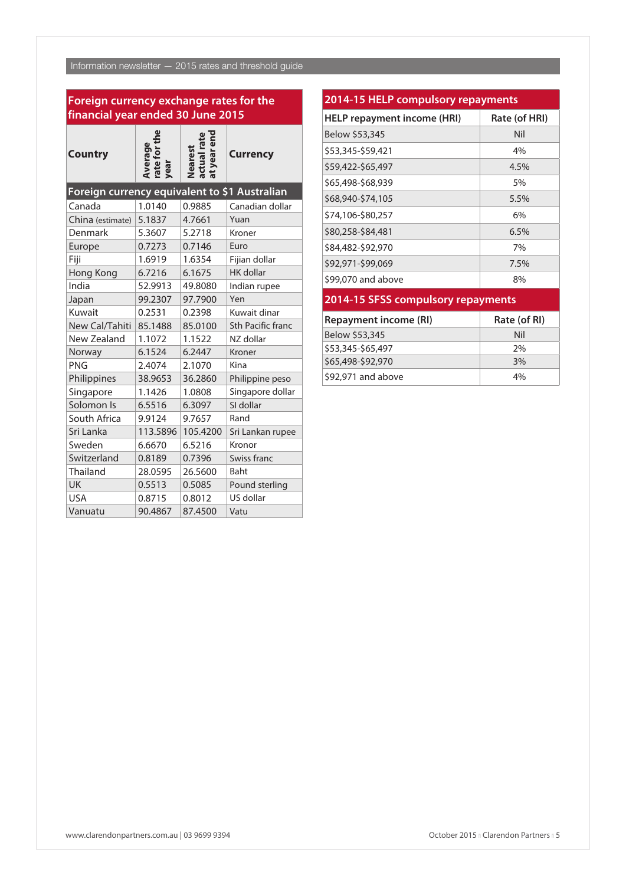## Foreign currency exchange rates for the financial year ended 30 June 2015

| Country | Average rate for the year | Nearest actual rate at year end | Currency |
|---|---|---|---|
| **Foreign currency equivalent to $1 Australian** | | | |
| Canada | 1.0140 | 0.9885 | Canadian dollar |
| China (estimate) | 5.1837 | 4.7661 | Yuan |
| Denmark | 5.3607 | 5.2718 | Kroner |
| Europe | 0.7273 | 0.7146 | Euro |
| Fiji | 1.6919 | 1.6354 | Fijian dollar |
| Hong Kong | 6.7216 | 6.1675 | HK dollar |
| India | 52.9913 | 49.8080 | Indian rupee |
| Japan | 99.2307 | 97.7900 | Yen |
| Kuwait | 0.2531 | 0.2398 | Kuwait dinar |
| New Cal/Tahiti | 85.1488 | 85.0100 | Sth Pacific franc |
| New Zealand | 1.1072 | 1.1522 | NZ dollar |
| Norway | 6.1524 | 6.2447 | Kroner |
| PNG | 2.4074 | 2.1070 | Kina |
| Philippines | 38.9653 | 36.2860 | Philippine peso |
| Singapore | 1.1426 | 1.0808 | Singapore dollar |
| Solomon Is | 6.5516 | 6.3097 | SI dollar |
| South Africa | 9.9124 | 9.7657 | Rand |
| Sri Lanka | 113.5896 | 105.4200 | Sri Lankan rupee |
| Sweden | 6.6670 | 6.5216 | Kronor |
| Switzerland | 0.8189 | 0.7396 | Swiss franc |
| Thailand | 28.0595 | 26.5600 | Baht |
| UK | 0.5513 | 0.5085 | Pound sterling |
| USA | 0.8715 | 0.8012 | US dollar |
| Vanuatu | 90.4867 | 87.4500 | Vatu |

## 2014-15 HELP compulsory repayments

| HELP repayment income (HRI) | Rate (of HRI) |
|---|---|
| Below $53,345 | Nil |
| $53,345-$59,421 | 4% |
| $59,422-$65,497 | 4.5% |
| $65,498-$68,939 | 5% |
| $68,940-$74,105 | 5.5% |
| $74,106-$80,257 | 6% |
| $80,258-$84,481 | 6.5% |
| $84,482-$92,970 | 7% |
| $92,971-$99,069 | 7.5% |
| $99,070 and above | 8% |

## 2014-15 SFSS compulsory repayments

| Repayment income (RI) | Rate (of RI) |
|---|---|
| Below $53,345 | Nil |
| $53,345-$65,497 | 2% |
| $65,498-$92,970 | 3% |
| $92,971 and above | 4% |